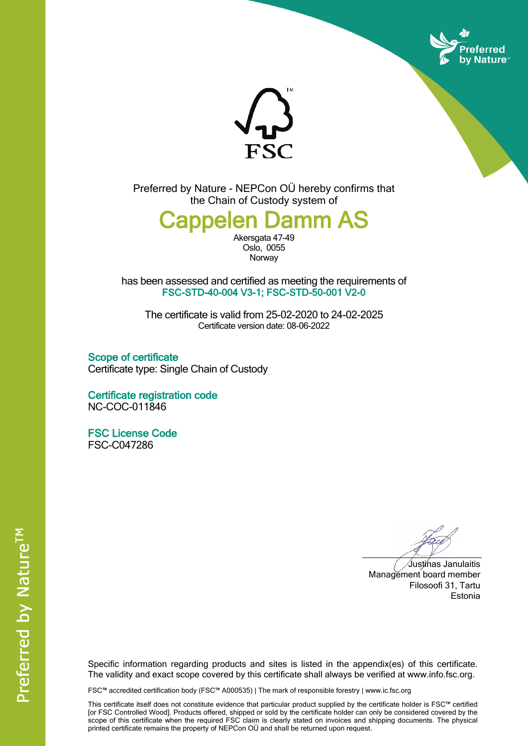Preferred by Nature - NEPCon OÜ hereby confirms that the Chain of Custody system of

# Cappelen Damm AS

Akersgata 47-49
Oslo, 0055
Norway

has been assessed and certified as meeting the requirements of
**FSC-STD-40-004 V3-1; FSC-STD-50-001 V2-0**

The certificate is valid from 25-02-2020 to 24-02-2025
Certificate version date: 08-06-2022

### Scope of certificate

Certificate type: Single Chain of Custody

### Certificate registration code

NC-COC-011846

### FSC License Code

FSC-C047286

Justinas Janulaitis
Management board member
Filosoofi 31, Tartu
Estonia

Specific information regarding products and sites is listed in the appendix(es) of this certificate. The validity and exact scope covered by this certificate shall always be verified at www.info.fsc.org.

FSC™ accredited certification body (FSC™ A000535) | The mark of responsible forestry | www.ic.fsc.org

This certificate itself does not constitute evidence that particular product supplied by the certificate holder is FSC™ certified [or FSC Controlled Wood]. Products offered, shipped or sold by the certificate holder can only be considered covered by the scope of this certificate when the required FSC claim is clearly stated on invoices and shipping documents. The physical printed certificate remains the property of NEPCon OÜ and shall be returned upon request.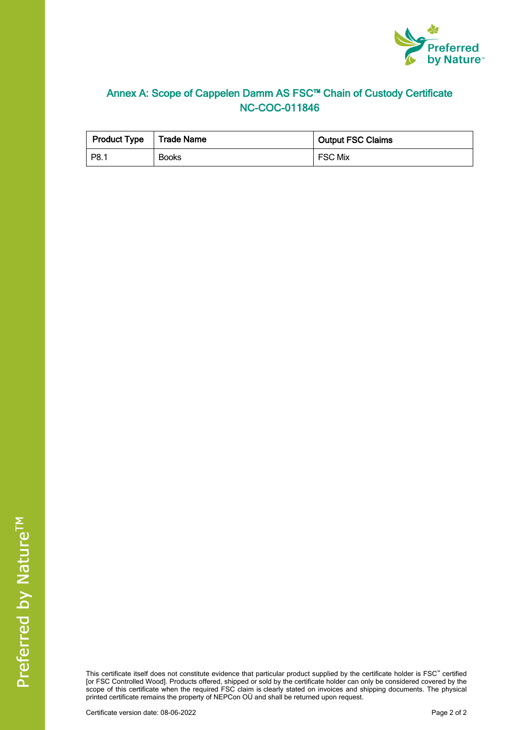# Annex A: Scope of Cappelen Damm AS FSC™ Chain of Custody Certificate NC-COC-011846

| Product Type | Trade Name | Output FSC Claims |
|---|---|---|
| P8.1 | Books | FSC Mix |

This certificate itself does not constitute evidence that particular product supplied by the certificate holder is FSC™ certified [or FSC Controlled Wood]. Products offered, shipped or sold by the certificate holder can only be considered covered by the scope of this certificate when the required FSC claim is clearly stated on invoices and shipping documents. The physical printed certificate remains the property of NEPCon OÜ and shall be returned upon request.

Certificate version date: 08-06-2022